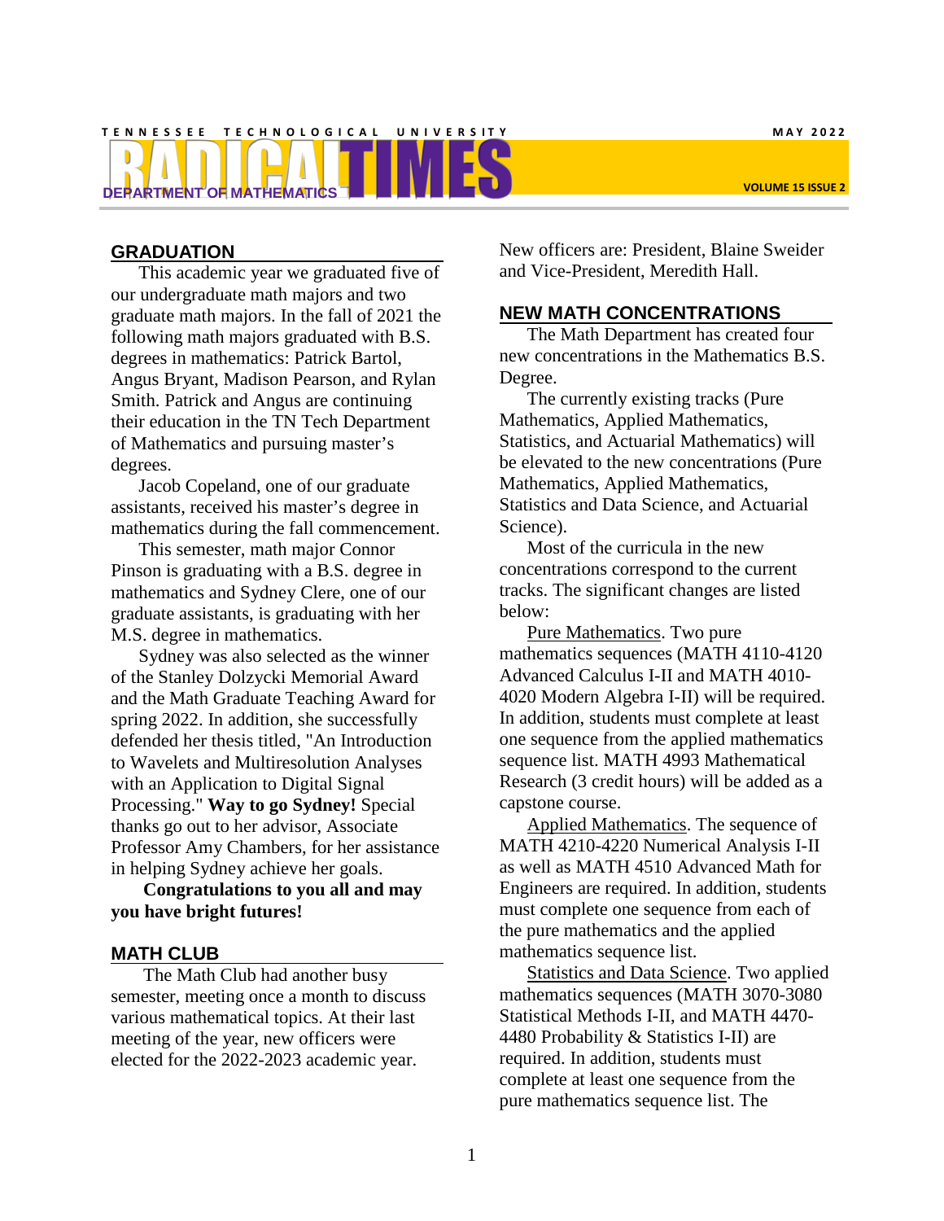TENNESSEE TECHNOLOGICAL UNIVERSITY

# RADICAL TIMES

DEPARTMENT OF MATHEMATICS

MAY 2022

VOLUME 15 ISSUE 2

## GRADUATION

This academic year we graduated five of our undergraduate math majors and two graduate math majors. In the fall of 2021 the following math majors graduated with B.S. degrees in mathematics: Patrick Bartol, Angus Bryant, Madison Pearson, and Rylan Smith. Patrick and Angus are continuing their education in the TN Tech Department of Mathematics and pursuing master's degrees.

Jacob Copeland, one of our graduate assistants, received his master's degree in mathematics during the fall commencement.

This semester, math major Connor Pinson is graduating with a B.S. degree in mathematics and Sydney Clere, one of our graduate assistants, is graduating with her M.S. degree in mathematics.

Sydney was also selected as the winner of the Stanley Dolzycki Memorial Award and the Math Graduate Teaching Award for spring 2022. In addition, she successfully defended her thesis titled, "An Introduction to Wavelets and Multiresolution Analyses with an Application to Digital Signal Processing." **Way to go Sydney!** Special thanks go out to her advisor, Associate Professor Amy Chambers, for her assistance in helping Sydney achieve her goals.

**Congratulations to you all and may you have bright futures!**

## MATH CLUB

The Math Club had another busy semester, meeting once a month to discuss various mathematical topics. At their last meeting of the year, new officers were elected for the 2022-2023 academic year. New officers are: President, Blaine Sweider and Vice-President, Meredith Hall.

## NEW MATH CONCENTRATIONS

The Math Department has created four new concentrations in the Mathematics B.S. Degree.

The currently existing tracks (Pure Mathematics, Applied Mathematics, Statistics, and Actuarial Mathematics) will be elevated to the new concentrations (Pure Mathematics, Applied Mathematics, Statistics and Data Science, and Actuarial Science).

Most of the curricula in the new concentrations correspond to the current tracks. The significant changes are listed below:

Pure Mathematics. Two pure mathematics sequences (MATH 4110-4120 Advanced Calculus I-II and MATH 4010-4020 Modern Algebra I-II) will be required. In addition, students must complete at least one sequence from the applied mathematics sequence list. MATH 4993 Mathematical Research (3 credit hours) will be added as a capstone course.

Applied Mathematics. The sequence of MATH 4210-4220 Numerical Analysis I-II as well as MATH 4510 Advanced Math for Engineers are required. In addition, students must complete one sequence from each of the pure mathematics and the applied mathematics sequence list.

Statistics and Data Science. Two applied mathematics sequences (MATH 3070-3080 Statistical Methods I-II, and MATH 4470-4480 Probability & Statistics I-II) are required. In addition, students must complete at least one sequence from the pure mathematics sequence list. The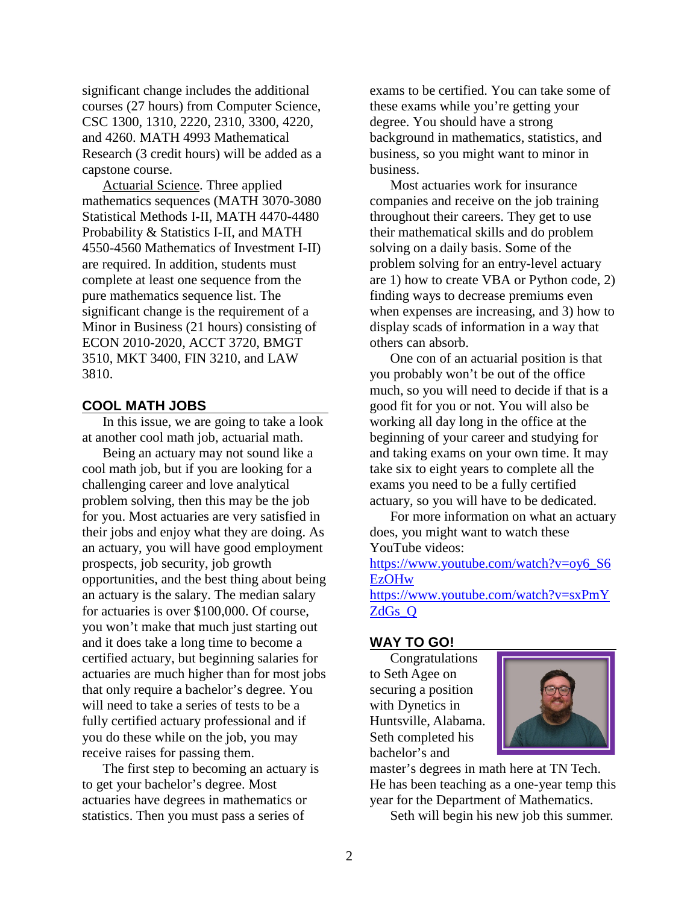significant change includes the additional courses (27 hours) from Computer Science, CSC 1300, 1310, 2220, 2310, 3300, 4220, and 4260. MATH 4993 Mathematical Research (3 credit hours) will be added as a capstone course.

Actuarial Science. Three applied mathematics sequences (MATH 3070-3080 Statistical Methods I-II, MATH 4470-4480 Probability & Statistics I-II, and MATH 4550-4560 Mathematics of Investment I-II) are required. In addition, students must complete at least one sequence from the pure mathematics sequence list. The significant change is the requirement of a Minor in Business (21 hours) consisting of ECON 2010-2020, ACCT 3720, BMGT 3510, MKT 3400, FIN 3210, and LAW 3810.

## COOL MATH JOBS

In this issue, we are going to take a look at another cool math job, actuarial math.

Being an actuary may not sound like a cool math job, but if you are looking for a challenging career and love analytical problem solving, then this may be the job for you. Most actuaries are very satisfied in their jobs and enjoy what they are doing. As an actuary, you will have good employment prospects, job security, job growth opportunities, and the best thing about being an actuary is the salary. The median salary for actuaries is over $100,000. Of course, you won't make that much just starting out and it does take a long time to become a certified actuary, but beginning salaries for actuaries are much higher than for most jobs that only require a bachelor's degree. You will need to take a series of tests to be a fully certified actuary professional and if you do these while on the job, you may receive raises for passing them.

The first step to becoming an actuary is to get your bachelor's degree. Most actuaries have degrees in mathematics or statistics. Then you must pass a series of exams to be certified. You can take some of these exams while you're getting your degree. You should have a strong background in mathematics, statistics, and business, so you might want to minor in business.

Most actuaries work for insurance companies and receive on the job training throughout their careers. They get to use their mathematical skills and do problem solving on a daily basis. Some of the problem solving for an entry-level actuary are 1) how to create VBA or Python code, 2) finding ways to decrease premiums even when expenses are increasing, and 3) how to display scads of information in a way that others can absorb.

One con of an actuarial position is that you probably won't be out of the office much, so you will need to decide if that is a good fit for you or not. You will also be working all day long in the office at the beginning of your career and studying for and taking exams on your own time. It may take six to eight years to complete all the exams you need to be a fully certified actuary, so you will have to be dedicated.

For more information on what an actuary does, you might want to watch these YouTube videos:
https://www.youtube.com/watch?v=oy6_S6EzOHw
https://www.youtube.com/watch?v=sxPmYZdGs_Q

## WAY TO GO!

Congratulations to Seth Agee on securing a position with Dynetics in Huntsville, Alabama. Seth completed his bachelor's and master's degrees in math here at TN Tech. He has been teaching as a one-year temp this year for the Department of Mathematics.

Seth will begin his new job this summer.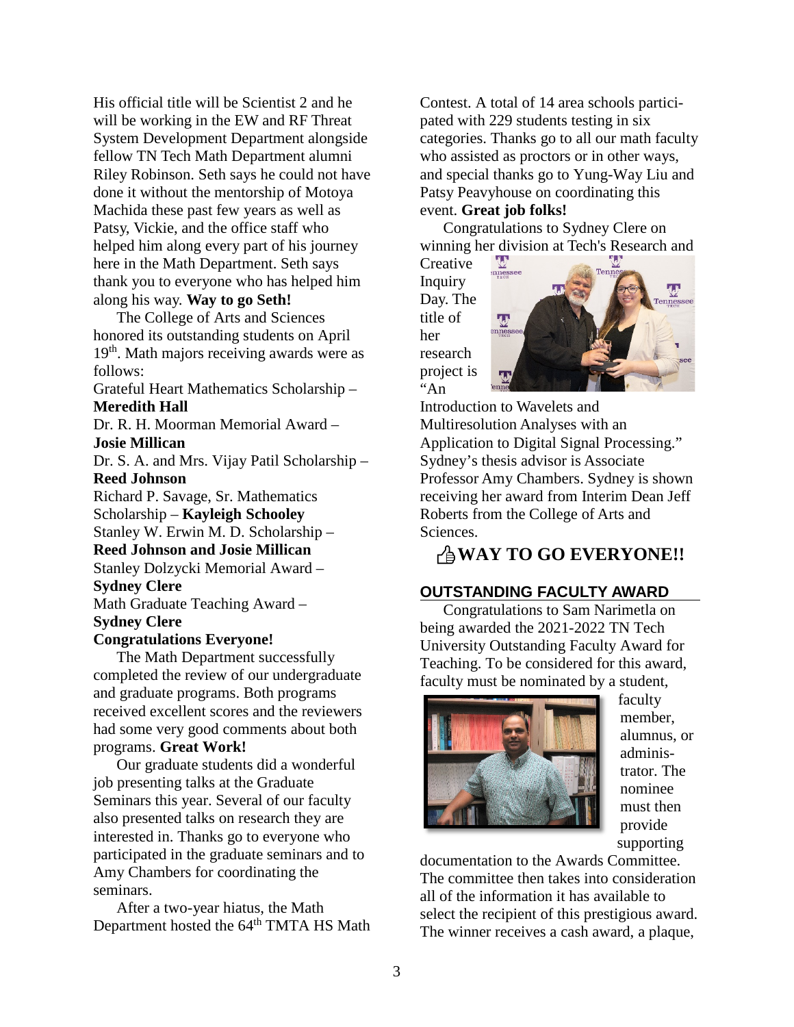His official title will be Scientist 2 and he will be working in the EW and RF Threat System Development Department alongside fellow TN Tech Math Department alumni Riley Robinson. Seth says he could not have done it without the mentorship of Motoya Machida these past few years as well as Patsy, Vickie, and the office staff who helped him along every part of his journey here in the Math Department. Seth says thank you to everyone who has helped him along his way. **Way to go Seth!**

The College of Arts and Sciences honored its outstanding students on April 19th. Math majors receiving awards were as follows:

Grateful Heart Mathematics Scholarship – **Meredith Hall**

Dr. R. H. Moorman Memorial Award – **Josie Millican**

Dr. S. A. and Mrs. Vijay Patil Scholarship – **Reed Johnson**

Richard P. Savage, Sr. Mathematics Scholarship – **Kayleigh Schooley**

Stanley W. Erwin M. D. Scholarship – **Reed Johnson and Josie Millican**

Stanley Dolzycki Memorial Award – **Sydney Clere**

Math Graduate Teaching Award – **Sydney Clere**

**Congratulations Everyone!**

The Math Department successfully completed the review of our undergraduate and graduate programs. Both programs received excellent scores and the reviewers had some very good comments about both programs. **Great Work!**

Our graduate students did a wonderful job presenting talks at the Graduate Seminars this year. Several of our faculty also presented talks on research they are interested in. Thanks go to everyone who participated in the graduate seminars and to Amy Chambers for coordinating the seminars.

After a two-year hiatus, the Math Department hosted the 64th TMTA HS Math Contest. A total of 14 area schools participated with 229 students testing in six categories. Thanks go to all our math faculty who assisted as proctors or in other ways, and special thanks go to Yung-Way Liu and Patsy Peavyhouse on coordinating this event. **Great job folks!**

Congratulations to Sydney Clere on winning her division at Tech's Research and Creative Inquiry Day. The title of her research project is "An Introduction to Wavelets and Multiresolution Analyses with an Application to Digital Signal Processing." Sydney's thesis advisor is Associate Professor Amy Chambers. Sydney is shown receiving her award from Interim Dean Jeff Roberts from the College of Arts and Sciences.

## WAY TO GO EVERYONE!!

## OUTSTANDING FACULTY AWARD

Congratulations to Sam Narimetla on being awarded the 2021-2022 TN Tech University Outstanding Faculty Award for Teaching. To be considered for this award, faculty must be nominated by a student, faculty member, alumnus, or administrator. The nominee must then provide supporting documentation to the Awards Committee. The committee then takes into consideration all of the information it has available to select the recipient of this prestigious award. The winner receives a cash award, a plaque,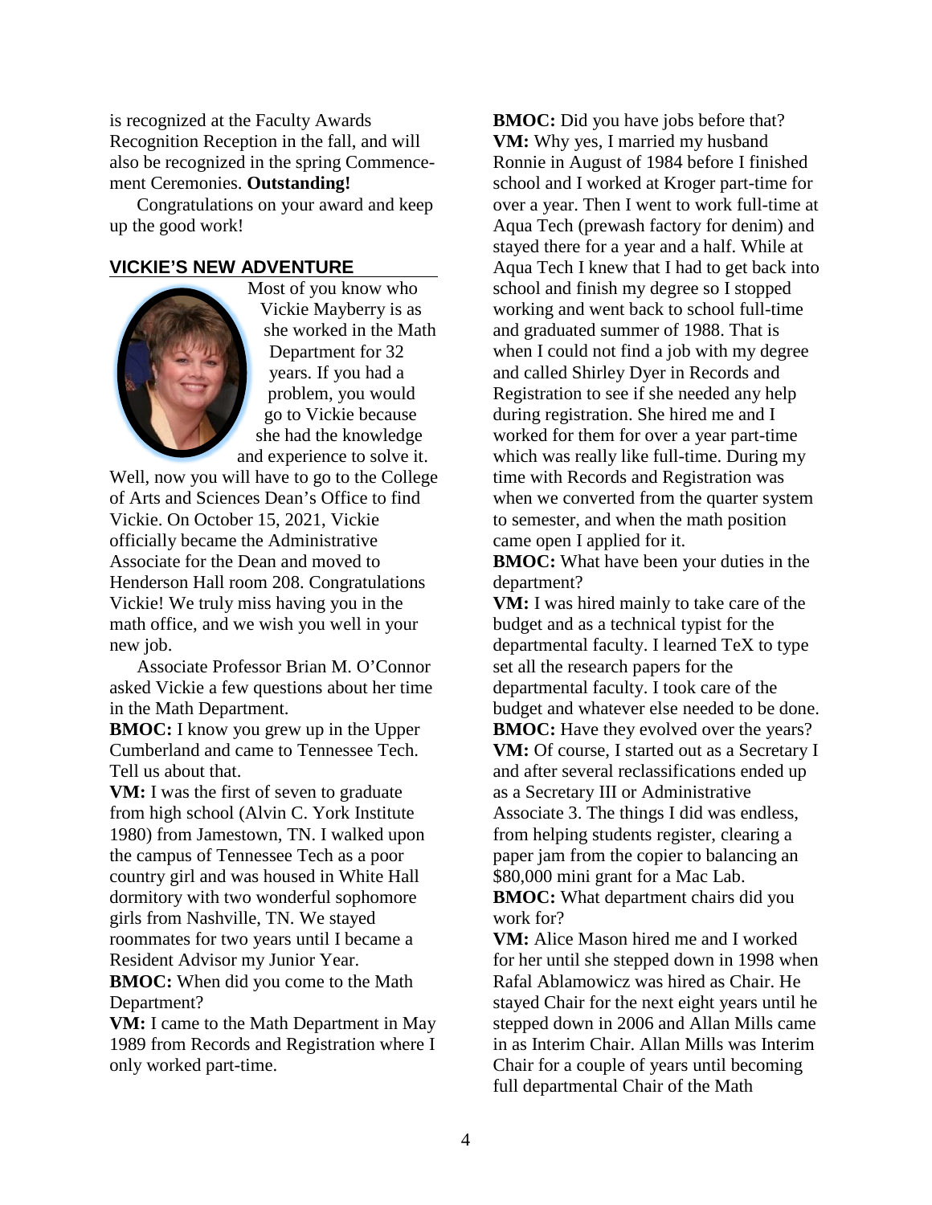is recognized at the Faculty Awards Recognition Reception in the fall, and will also be recognized in the spring Commencement Ceremonies. **Outstanding!**

Congratulations on your award and keep up the good work!

## VICKIE'S NEW ADVENTURE

Most of you know who Vickie Mayberry is as she worked in the Math Department for 32 years. If you had a problem, you would go to Vickie because she had the knowledge and experience to solve it. Well, now you will have to go to the College of Arts and Sciences Dean's Office to find Vickie. On October 15, 2021, Vickie officially became the Administrative Associate for the Dean and moved to Henderson Hall room 208. Congratulations Vickie! We truly miss having you in the math office, and we wish you well in your new job.

Associate Professor Brian M. O'Connor asked Vickie a few questions about her time in the Math Department.

**BMOC:** I know you grew up in the Upper Cumberland and came to Tennessee Tech. Tell us about that.

**VM:** I was the first of seven to graduate from high school (Alvin C. York Institute 1980) from Jamestown, TN. I walked upon the campus of Tennessee Tech as a poor country girl and was housed in White Hall dormitory with two wonderful sophomore girls from Nashville, TN. We stayed roommates for two years until I became a Resident Advisor my Junior Year.

**BMOC:** When did you come to the Math Department?

**VM:** I came to the Math Department in May 1989 from Records and Registration where I only worked part-time.

**BMOC:** Did you have jobs before that?

**VM:** Why yes, I married my husband Ronnie in August of 1984 before I finished school and I worked at Kroger part-time for over a year. Then I went to work full-time at Aqua Tech (prewash factory for denim) and stayed there for a year and a half. While at Aqua Tech I knew that I had to get back into school and finish my degree so I stopped working and went back to school full-time and graduated summer of 1988. That is when I could not find a job with my degree and called Shirley Dyer in Records and Registration to see if she needed any help during registration. She hired me and I worked for them for over a year part-time which was really like full-time. During my time with Records and Registration was when we converted from the quarter system to semester, and when the math position came open I applied for it.

**BMOC:** What have been your duties in the department?

**VM:** I was hired mainly to take care of the budget and as a technical typist for the departmental faculty. I learned TeX to type set all the research papers for the departmental faculty. I took care of the budget and whatever else needed to be done.

**BMOC:** Have they evolved over the years?

**VM:** Of course, I started out as a Secretary I and after several reclassifications ended up as a Secretary III or Administrative Associate 3. The things I did was endless, from helping students register, clearing a paper jam from the copier to balancing an $80,000 mini grant for a Mac Lab.

**BMOC:** What department chairs did you work for?

**VM:** Alice Mason hired me and I worked for her until she stepped down in 1998 when Rafal Ablamowicz was hired as Chair. He stayed Chair for the next eight years until he stepped down in 2006 and Allan Mills came in as Interim Chair. Allan Mills was Interim Chair for a couple of years until becoming full departmental Chair of the Math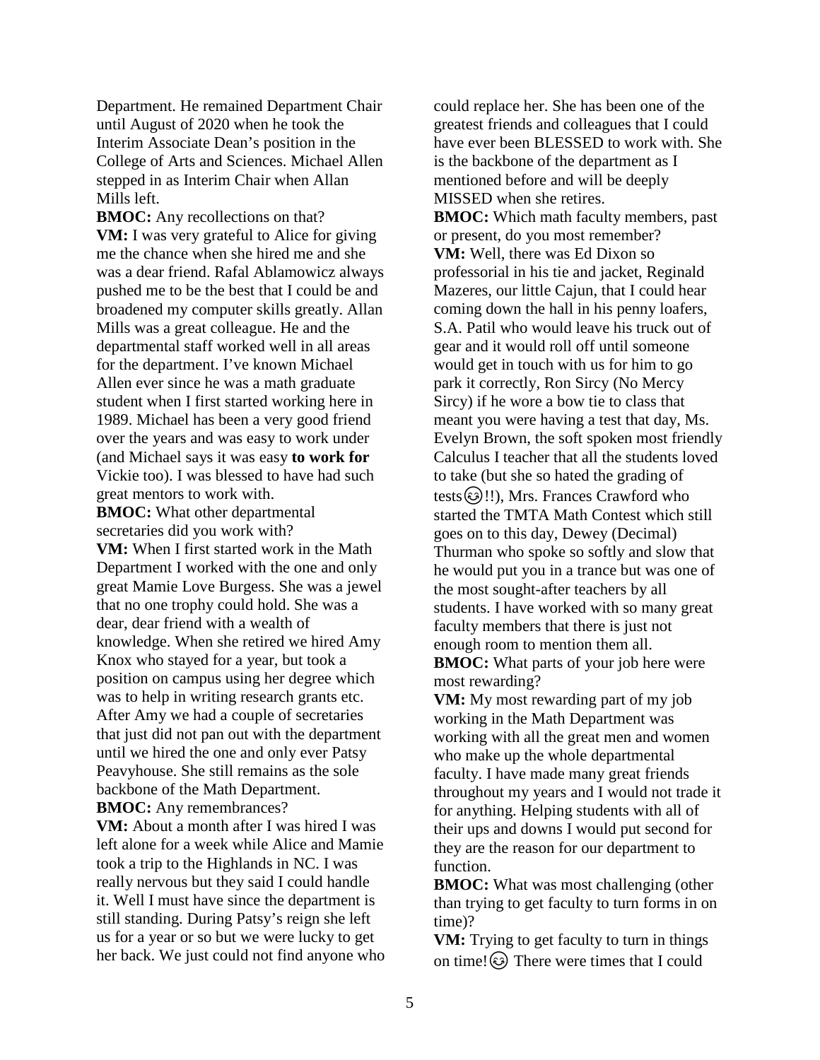Department. He remained Department Chair until August of 2020 when he took the Interim Associate Dean's position in the College of Arts and Sciences. Michael Allen stepped in as Interim Chair when Allan Mills left.

**BMOC:** Any recollections on that?

**VM:** I was very grateful to Alice for giving me the chance when she hired me and she was a dear friend. Rafal Ablamowicz always pushed me to be the best that I could be and broadened my computer skills greatly. Allan Mills was a great colleague. He and the departmental staff worked well in all areas for the department. I've known Michael Allen ever since he was a math graduate student when I first started working here in 1989. Michael has been a very good friend over the years and was easy to work under (and Michael says it was easy **to work for** Vickie too). I was blessed to have had such great mentors to work with.

**BMOC:** What other departmental secretaries did you work with?

**VM:** When I first started work in the Math Department I worked with the one and only great Mamie Love Burgess. She was a jewel that no one trophy could hold. She was a dear, dear friend with a wealth of knowledge. When she retired we hired Amy Knox who stayed for a year, but took a position on campus using her degree which was to help in writing research grants etc. After Amy we had a couple of secretaries that just did not pan out with the department until we hired the one and only ever Patsy Peavyhouse. She still remains as the sole backbone of the Math Department.

**BMOC:** Any remembrances?

**VM:** About a month after I was hired I was left alone for a week while Alice and Mamie took a trip to the Highlands in NC. I was really nervous but they said I could handle it. Well I must have since the department is still standing. During Patsy's reign she left us for a year or so but we were lucky to get her back. We just could not find anyone who could replace her. She has been one of the greatest friends and colleagues that I could have ever been BLESSED to work with. She is the backbone of the department as I mentioned before and will be deeply MISSED when she retires.

**BMOC:** Which math faculty members, past or present, do you most remember?

**VM:** Well, there was Ed Dixon so professorial in his tie and jacket, Reginald Mazeres, our little Cajun, that I could hear coming down the hall in his penny loafers, S.A. Patil who would leave his truck out of gear and it would roll off until someone would get in touch with us for him to go park it correctly, Ron Sircy (No Mercy Sircy) if he wore a bow tie to class that meant you were having a test that day, Ms. Evelyn Brown, the soft spoken most friendly Calculus I teacher that all the students loved to take (but she so hated the grading of tests😊!!), Mrs. Frances Crawford who started the TMTA Math Contest which still goes on to this day, Dewey (Decimal) Thurman who spoke so softly and slow that he would put you in a trance but was one of the most sought-after teachers by all students. I have worked with so many great faculty members that there is just not enough room to mention them all.

**BMOC:** What parts of your job here were most rewarding?

**VM:** My most rewarding part of my job working in the Math Department was working with all the great men and women who make up the whole departmental faculty. I have made many great friends throughout my years and I would not trade it for anything. Helping students with all of their ups and downs I would put second for they are the reason for our department to function.

**BMOC:** What was most challenging (other than trying to get faculty to turn forms in on time)?

**VM:** Trying to get faculty to turn in things on time!😊 There were times that I could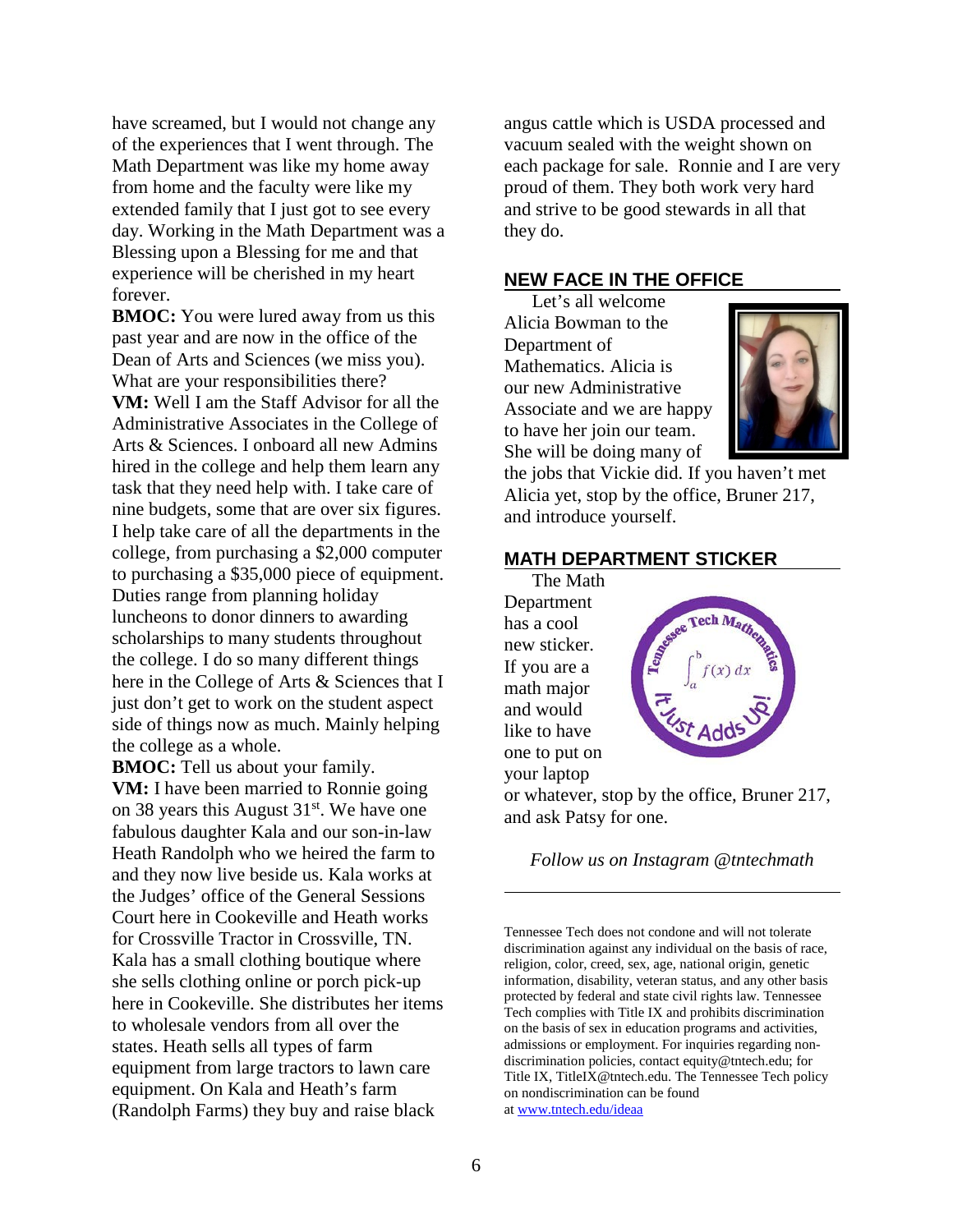have screamed, but I would not change any of the experiences that I went through. The Math Department was like my home away from home and the faculty were like my extended family that I just got to see every day. Working in the Math Department was a Blessing upon a Blessing for me and that experience will be cherished in my heart forever.

**BMOC:** You were lured away from us this past year and are now in the office of the Dean of Arts and Sciences (we miss you). What are your responsibilities there?

**VM:** Well I am the Staff Advisor for all the Administrative Associates in the College of Arts & Sciences. I onboard all new Admins hired in the college and help them learn any task that they need help with. I take care of nine budgets, some that are over six figures. I help take care of all the departments in the college, from purchasing a $2,000 computer to purchasing a $35,000 piece of equipment. Duties range from planning holiday luncheons to donor dinners to awarding scholarships to many students throughout the college. I do so many different things here in the College of Arts & Sciences that I just don't get to work on the student aspect side of things now as much. Mainly helping the college as a whole.

**BMOC:** Tell us about your family.

**VM:** I have been married to Ronnie going on 38 years this August 31st. We have one fabulous daughter Kala and our son-in-law Heath Randolph who we heired the farm to and they now live beside us. Kala works at the Judges' office of the General Sessions Court here in Cookeville and Heath works for Crossville Tractor in Crossville, TN. Kala has a small clothing boutique where she sells clothing online or porch pick-up here in Cookeville. She distributes her items to wholesale vendors from all over the states. Heath sells all types of farm equipment from large tractors to lawn care equipment. On Kala and Heath's farm (Randolph Farms) they buy and raise black angus cattle which is USDA processed and vacuum sealed with the weight shown on each package for sale. Ronnie and I are very proud of them. They both work very hard and strive to be good stewards in all that they do.

## NEW FACE IN THE OFFICE

Let's all welcome Alicia Bowman to the Department of Mathematics. Alicia is our new Administrative Associate and we are happy to have her join our team. She will be doing many of the jobs that Vickie did. If you haven't met Alicia yet, stop by the office, Bruner 217, and introduce yourself.

## MATH DEPARTMENT STICKER

The Math Department has a cool new sticker. If you are a math major and would like to have one to put on your laptop or whatever, stop by the office, Bruner 217, and ask Patsy for one.

*Follow us on Instagram @tntechmath*

---

Tennessee Tech does not condone and will not tolerate discrimination against any individual on the basis of race, religion, color, creed, sex, age, national origin, genetic information, disability, veteran status, and any other basis protected by federal and state civil rights law. Tennessee Tech complies with Title IX and prohibits discrimination on the basis of sex in education programs and activities, admissions or employment. For inquiries regarding non-discrimination policies, contact equity@tntech.edu; for Title IX, TitleIX@tntech.edu. The Tennessee Tech policy on nondiscrimination can be found at www.tntech.edu/ideaa